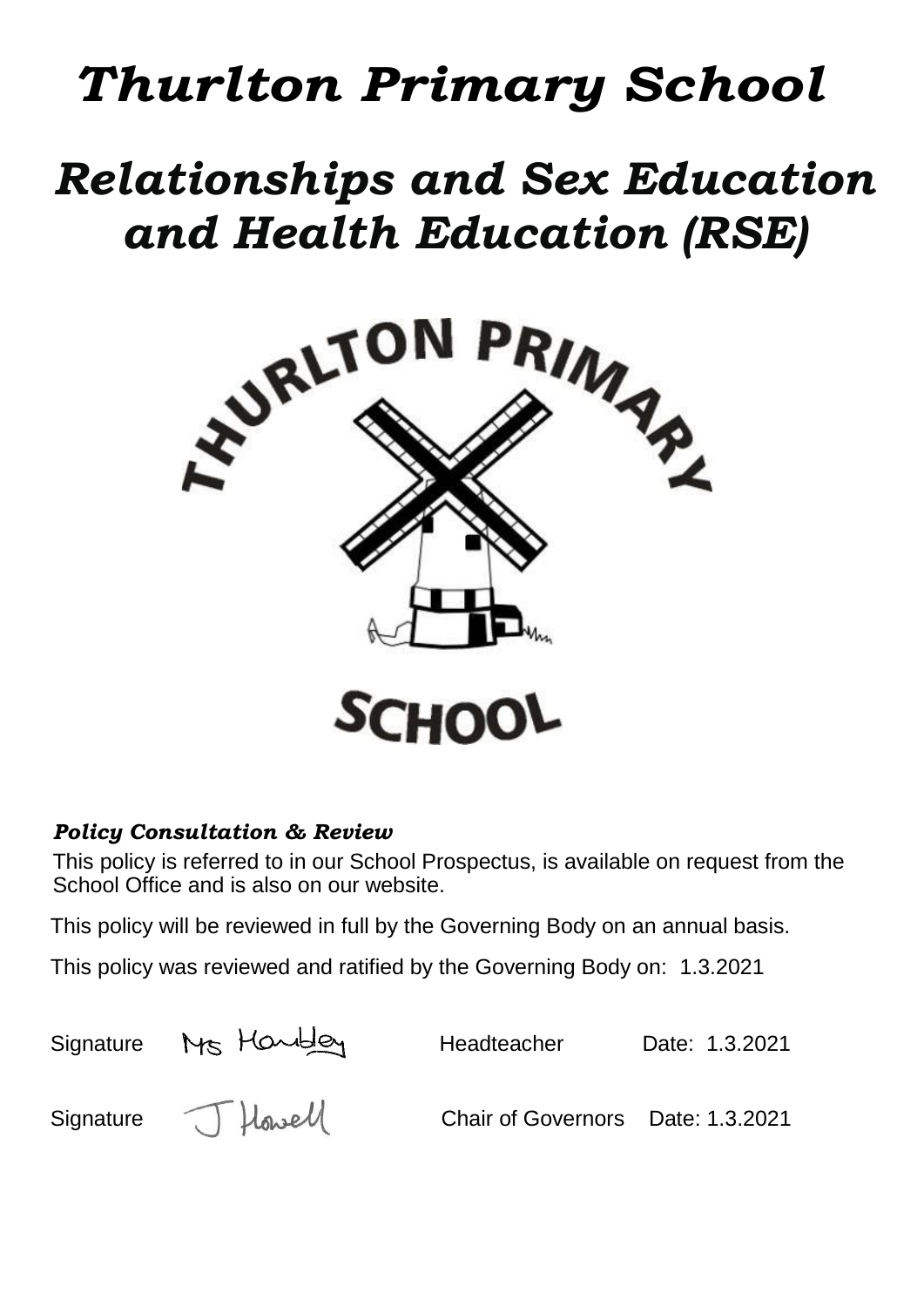# *Thurlton Primary School*

# *Relationships and Sex Education and Health Education (RSE)*

### *Policy Consultation & Review*

This policy is referred to in our School Prospectus, is available on request from the School Office and is also on our website.

This policy will be reviewed in full by the Governing Body on an annual basis.

This policy was reviewed and ratified by the Governing Body on: 1.3.2021

Signature Mrs Handley Headteacher Date: 1.3.2021

Signature J Howell Chair of Governors Date: 1.3.2021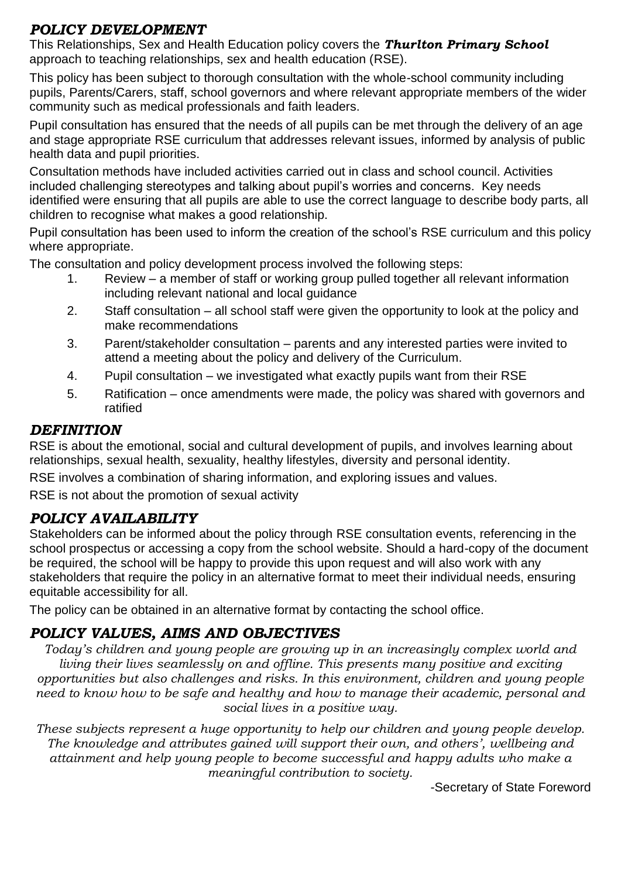## *POLICY DEVELOPMENT*

This Relationships, Sex and Health Education policy covers the ***Thurlton Primary School*** approach to teaching relationships, sex and health education (RSE).

This policy has been subject to thorough consultation with the whole-school community including pupils, Parents/Carers, staff, school governors and where relevant appropriate members of the wider community such as medical professionals and faith leaders.

Pupil consultation has ensured that the needs of all pupils can be met through the delivery of an age and stage appropriate RSE curriculum that addresses relevant issues, informed by analysis of public health data and pupil priorities.

Consultation methods have included activities carried out in class and school council. Activities included challenging stereotypes and talking about pupil's worries and concerns. Key needs identified were ensuring that all pupils are able to use the correct language to describe body parts, all children to recognise what makes a good relationship.

Pupil consultation has been used to inform the creation of the school's RSE curriculum and this policy where appropriate.

The consultation and policy development process involved the following steps:

1. Review – a member of staff or working group pulled together all relevant information including relevant national and local guidance
2. Staff consultation – all school staff were given the opportunity to look at the policy and make recommendations
3. Parent/stakeholder consultation – parents and any interested parties were invited to attend a meeting about the policy and delivery of the Curriculum.
4. Pupil consultation – we investigated what exactly pupils want from their RSE
5. Ratification – once amendments were made, the policy was shared with governors and ratified

## *DEFINITION*

RSE is about the emotional, social and cultural development of pupils, and involves learning about relationships, sexual health, sexuality, healthy lifestyles, diversity and personal identity.

RSE involves a combination of sharing information, and exploring issues and values.

RSE is not about the promotion of sexual activity

## *POLICY AVAILABILITY*

Stakeholders can be informed about the policy through RSE consultation events, referencing in the school prospectus or accessing a copy from the school website. Should a hard-copy of the document be required, the school will be happy to provide this upon request and will also work with any stakeholders that require the policy in an alternative format to meet their individual needs, ensuring equitable accessibility for all.

The policy can be obtained in an alternative format by contacting the school office.

## *POLICY VALUES, AIMS AND OBJECTIVES*

*Today's children and young people are growing up in an increasingly complex world and living their lives seamlessly on and offline. This presents many positive and exciting opportunities but also challenges and risks. In this environment, children and young people need to know how to be safe and healthy and how to manage their academic, personal and social lives in a positive way.*

*These subjects represent a huge opportunity to help our children and young people develop. The knowledge and attributes gained will support their own, and others', wellbeing and attainment and help young people to become successful and happy adults who make a meaningful contribution to society.*

-Secretary of State Foreword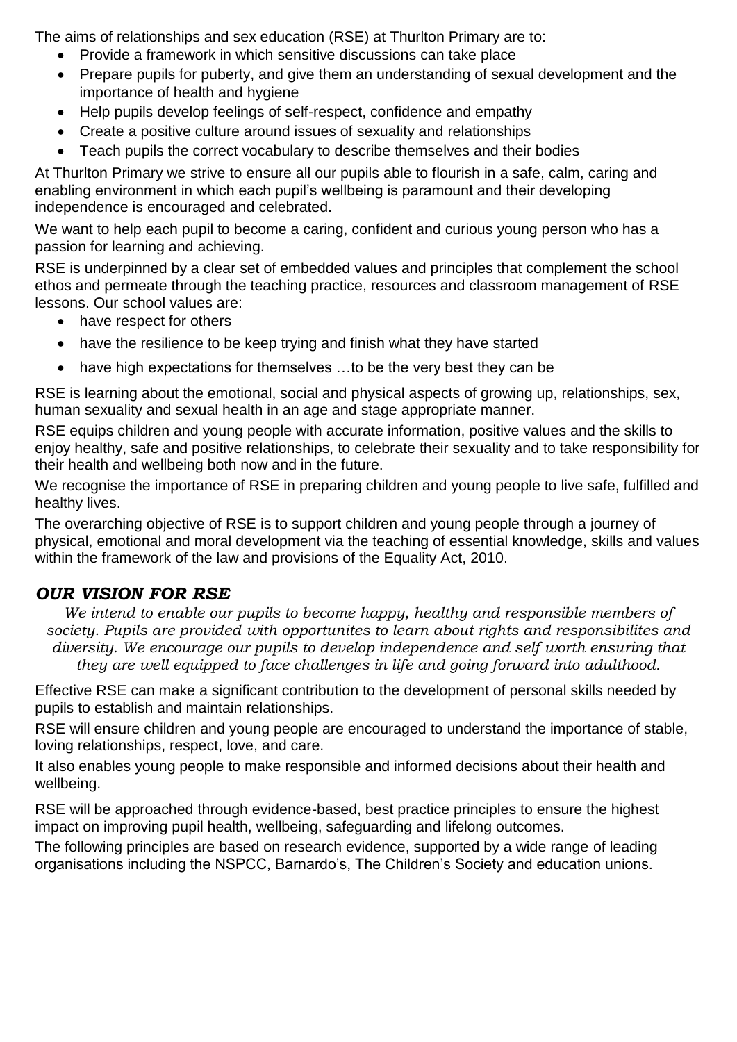The aims of relationships and sex education (RSE) at Thurlton Primary are to:

- Provide a framework in which sensitive discussions can take place
- Prepare pupils for puberty, and give them an understanding of sexual development and the importance of health and hygiene
- Help pupils develop feelings of self-respect, confidence and empathy
- Create a positive culture around issues of sexuality and relationships
- Teach pupils the correct vocabulary to describe themselves and their bodies

At Thurlton Primary we strive to ensure all our pupils able to flourish in a safe, calm, caring and enabling environment in which each pupil's wellbeing is paramount and their developing independence is encouraged and celebrated.

We want to help each pupil to become a caring, confident and curious young person who has a passion for learning and achieving.

RSE is underpinned by a clear set of embedded values and principles that complement the school ethos and permeate through the teaching practice, resources and classroom management of RSE lessons. Our school values are:

- have respect for others
- have the resilience to be keep trying and finish what they have started
- have high expectations for themselves …to be the very best they can be

RSE is learning about the emotional, social and physical aspects of growing up, relationships, sex, human sexuality and sexual health in an age and stage appropriate manner.

RSE equips children and young people with accurate information, positive values and the skills to enjoy healthy, safe and positive relationships, to celebrate their sexuality and to take responsibility for their health and wellbeing both now and in the future.

We recognise the importance of RSE in preparing children and young people to live safe, fulfilled and healthy lives.

The overarching objective of RSE is to support children and young people through a journey of physical, emotional and moral development via the teaching of essential knowledge, skills and values within the framework of the law and provisions of the Equality Act, 2010.

## *OUR VISION FOR RSE*

*We intend to enable our pupils to become happy, healthy and responsible members of society. Pupils are provided with opportunites to learn about rights and responsibilites and diversity. We encourage our pupils to develop independence and self worth ensuring that they are well equipped to face challenges in life and going forward into adulthood.*

Effective RSE can make a significant contribution to the development of personal skills needed by pupils to establish and maintain relationships.

RSE will ensure children and young people are encouraged to understand the importance of stable, loving relationships, respect, love, and care.

It also enables young people to make responsible and informed decisions about their health and wellbeing.

RSE will be approached through evidence-based, best practice principles to ensure the highest impact on improving pupil health, wellbeing, safeguarding and lifelong outcomes.

The following principles are based on research evidence, supported by a wide range of leading organisations including the NSPCC, Barnardo's, The Children's Society and education unions.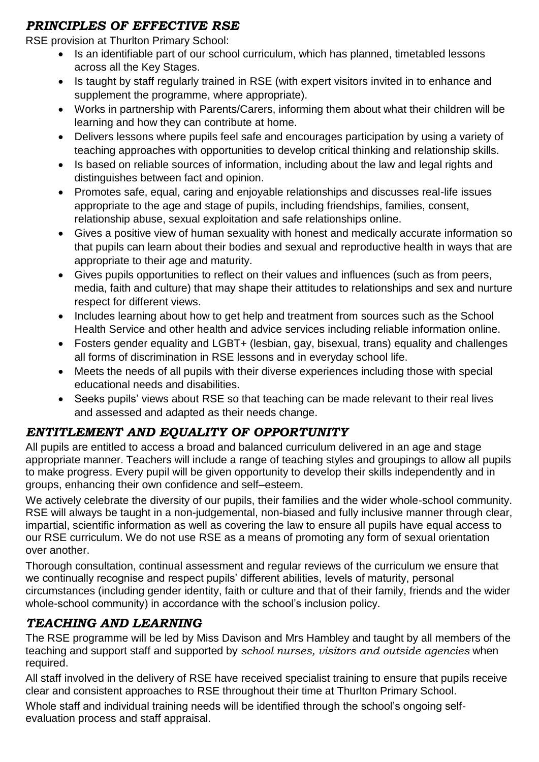## *PRINCIPLES OF EFFECTIVE RSE*

RSE provision at Thurlton Primary School:

- Is an identifiable part of our school curriculum, which has planned, timetabled lessons across all the Key Stages.
- Is taught by staff regularly trained in RSE (with expert visitors invited in to enhance and supplement the programme, where appropriate).
- Works in partnership with Parents/Carers, informing them about what their children will be learning and how they can contribute at home.
- Delivers lessons where pupils feel safe and encourages participation by using a variety of teaching approaches with opportunities to develop critical thinking and relationship skills.
- Is based on reliable sources of information, including about the law and legal rights and distinguishes between fact and opinion.
- Promotes safe, equal, caring and enjoyable relationships and discusses real-life issues appropriate to the age and stage of pupils, including friendships, families, consent, relationship abuse, sexual exploitation and safe relationships online.
- Gives a positive view of human sexuality with honest and medically accurate information so that pupils can learn about their bodies and sexual and reproductive health in ways that are appropriate to their age and maturity.
- Gives pupils opportunities to reflect on their values and influences (such as from peers, media, faith and culture) that may shape their attitudes to relationships and sex and nurture respect for different views.
- Includes learning about how to get help and treatment from sources such as the School Health Service and other health and advice services including reliable information online.
- Fosters gender equality and LGBT+ (lesbian, gay, bisexual, trans) equality and challenges all forms of discrimination in RSE lessons and in everyday school life.
- Meets the needs of all pupils with their diverse experiences including those with special educational needs and disabilities.
- Seeks pupils' views about RSE so that teaching can be made relevant to their real lives and assessed and adapted as their needs change.

## *ENTITLEMENT AND EQUALITY OF OPPORTUNITY*

All pupils are entitled to access a broad and balanced curriculum delivered in an age and stage appropriate manner. Teachers will include a range of teaching styles and groupings to allow all pupils to make progress. Every pupil will be given opportunity to develop their skills independently and in groups, enhancing their own confidence and self–esteem.

We actively celebrate the diversity of our pupils, their families and the wider whole-school community. RSE will always be taught in a non-judgemental, non-biased and fully inclusive manner through clear, impartial, scientific information as well as covering the law to ensure all pupils have equal access to our RSE curriculum. We do not use RSE as a means of promoting any form of sexual orientation over another.

Thorough consultation, continual assessment and regular reviews of the curriculum we ensure that we continually recognise and respect pupils' different abilities, levels of maturity, personal circumstances (including gender identity, faith or culture and that of their family, friends and the wider whole-school community) in accordance with the school's inclusion policy.

## *TEACHING AND LEARNING*

The RSE programme will be led by Miss Davison and Mrs Hambley and taught by all members of the teaching and support staff and supported by *school nurses, visitors and outside agencies* when required.

All staff involved in the delivery of RSE have received specialist training to ensure that pupils receive clear and consistent approaches to RSE throughout their time at Thurlton Primary School.

Whole staff and individual training needs will be identified through the school's ongoing self-evaluation process and staff appraisal.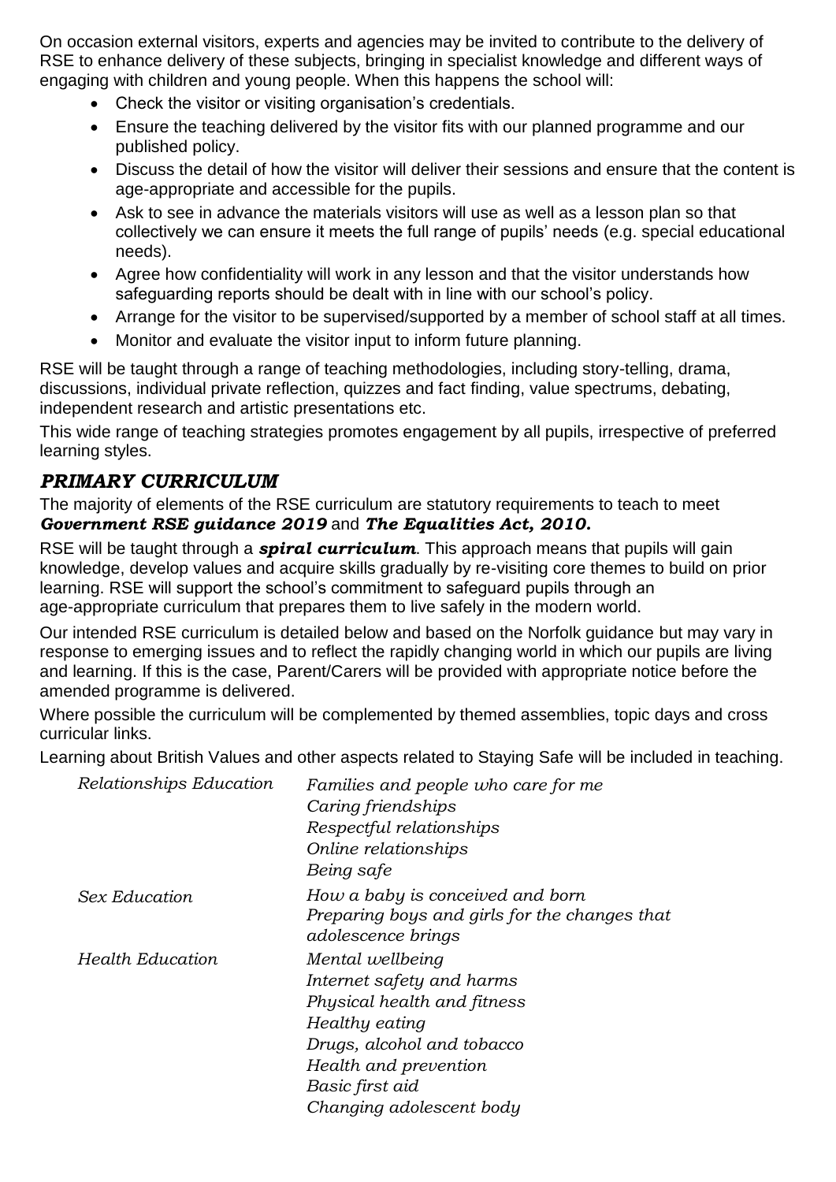On occasion external visitors, experts and agencies may be invited to contribute to the delivery of RSE to enhance delivery of these subjects, bringing in specialist knowledge and different ways of engaging with children and young people. When this happens the school will:

- Check the visitor or visiting organisation's credentials.
- Ensure the teaching delivered by the visitor fits with our planned programme and our published policy.
- Discuss the detail of how the visitor will deliver their sessions and ensure that the content is age-appropriate and accessible for the pupils.
- Ask to see in advance the materials visitors will use as well as a lesson plan so that collectively we can ensure it meets the full range of pupils' needs (e.g. special educational needs).
- Agree how confidentiality will work in any lesson and that the visitor understands how safeguarding reports should be dealt with in line with our school's policy.
- Arrange for the visitor to be supervised/supported by a member of school staff at all times.
- Monitor and evaluate the visitor input to inform future planning.

RSE will be taught through a range of teaching methodologies, including story-telling, drama, discussions, individual private reflection, quizzes and fact finding, value spectrums, debating, independent research and artistic presentations etc.

This wide range of teaching strategies promotes engagement by all pupils, irrespective of preferred learning styles.

## *PRIMARY CURRICULUM*

The majority of elements of the RSE curriculum are statutory requirements to teach to meet ***Government RSE guidance 2019*** and ***The Equalities Act, 2010.***

RSE will be taught through a ***spiral curriculum***. This approach means that pupils will gain knowledge, develop values and acquire skills gradually by re-visiting core themes to build on prior learning. RSE will support the school's commitment to safeguard pupils through an age-appropriate curriculum that prepares them to live safely in the modern world.

Our intended RSE curriculum is detailed below and based on the Norfolk guidance but may vary in response to emerging issues and to reflect the rapidly changing world in which our pupils are living and learning. If this is the case, Parent/Carers will be provided with appropriate notice before the amended programme is delivered.

Where possible the curriculum will be complemented by themed assemblies, topic days and cross curricular links.

Learning about British Values and other aspects related to Staying Safe will be included in teaching.

| | |
|---|---|
| *Relationships Education* | *Families and people who care for me*<br>*Caring friendships*<br>*Respectful relationships*<br>*Online relationships*<br>*Being safe* |
| *Sex Education* | *How a baby is conceived and born*<br>*Preparing boys and girls for the changes that adolescence brings* |
| *Health Education* | *Mental wellbeing*<br>*Internet safety and harms*<br>*Physical health and fitness*<br>*Healthy eating*<br>*Drugs, alcohol and tobacco*<br>*Health and prevention*<br>*Basic first aid*<br>*Changing adolescent body* |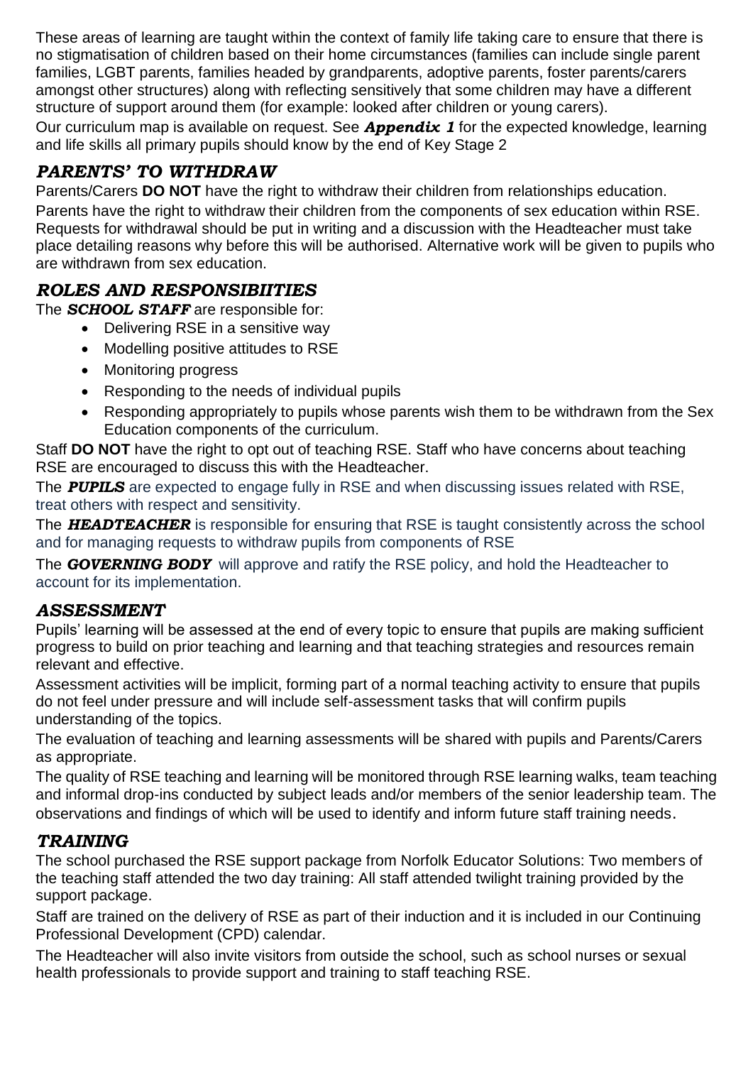These areas of learning are taught within the context of family life taking care to ensure that there is no stigmatisation of children based on their home circumstances (families can include single parent families, LGBT parents, families headed by grandparents, adoptive parents, foster parents/carers amongst other structures) along with reflecting sensitively that some children may have a different structure of support around them (for example: looked after children or young carers).

Our curriculum map is available on request. See ***Appendix 1*** for the expected knowledge, learning and life skills all primary pupils should know by the end of Key Stage 2

## *PARENTS' TO WITHDRAW*

Parents/Carers **DO NOT** have the right to withdraw their children from relationships education.

Parents have the right to withdraw their children from the components of sex education within RSE. Requests for withdrawal should be put in writing and a discussion with the Headteacher must take place detailing reasons why before this will be authorised. Alternative work will be given to pupils who are withdrawn from sex education.

## *ROLES AND RESPONSIBIITIES*

The ***SCHOOL STAFF*** are responsible for:

- Delivering RSE in a sensitive way
- Modelling positive attitudes to RSE
- Monitoring progress
- Responding to the needs of individual pupils
- Responding appropriately to pupils whose parents wish them to be withdrawn from the Sex Education components of the curriculum.

Staff **DO NOT** have the right to opt out of teaching RSE. Staff who have concerns about teaching RSE are encouraged to discuss this with the Headteacher.

The ***PUPILS*** are expected to engage fully in RSE and when discussing issues related with RSE, treat others with respect and sensitivity.

The ***HEADTEACHER*** is responsible for ensuring that RSE is taught consistently across the school and for managing requests to withdraw pupils from components of RSE

The ***GOVERNING BODY*** will approve and ratify the RSE policy, and hold the Headteacher to account for its implementation.

## *ASSESSMENT*

Pupils' learning will be assessed at the end of every topic to ensure that pupils are making sufficient progress to build on prior teaching and learning and that teaching strategies and resources remain relevant and effective.

Assessment activities will be implicit, forming part of a normal teaching activity to ensure that pupils do not feel under pressure and will include self-assessment tasks that will confirm pupils understanding of the topics.

The evaluation of teaching and learning assessments will be shared with pupils and Parents/Carers as appropriate.

The quality of RSE teaching and learning will be monitored through RSE learning walks, team teaching and informal drop-ins conducted by subject leads and/or members of the senior leadership team. The observations and findings of which will be used to identify and inform future staff training needs.

## *TRAINING*

The school purchased the RSE support package from Norfolk Educator Solutions: Two members of the teaching staff attended the two day training: All staff attended twilight training provided by the support package.

Staff are trained on the delivery of RSE as part of their induction and it is included in our Continuing Professional Development (CPD) calendar.

The Headteacher will also invite visitors from outside the school, such as school nurses or sexual health professionals to provide support and training to staff teaching RSE.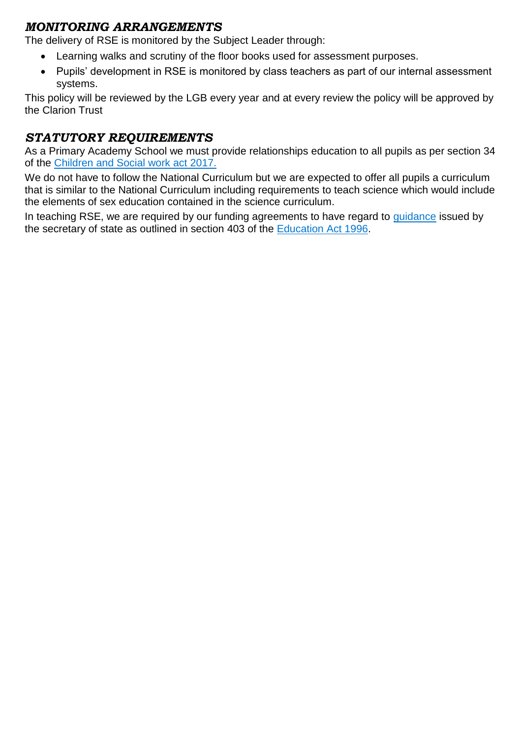## *MONITORING ARRANGEMENTS*

The delivery of RSE is monitored by the Subject Leader through:

- Learning walks and scrutiny of the floor books used for assessment purposes.
- Pupils' development in RSE is monitored by class teachers as part of our internal assessment systems.

This policy will be reviewed by the LGB every year and at every review the policy will be approved by the Clarion Trust

## *STATUTORY REQUIREMENTS*

As a Primary Academy School we must provide relationships education to all pupils as per section 34 of the Children and Social work act 2017.

We do not have to follow the National Curriculum but we are expected to offer all pupils a curriculum that is similar to the National Curriculum including requirements to teach science which would include the elements of sex education contained in the science curriculum.

In teaching RSE, we are required by our funding agreements to have regard to guidance issued by the secretary of state as outlined in section 403 of the Education Act 1996.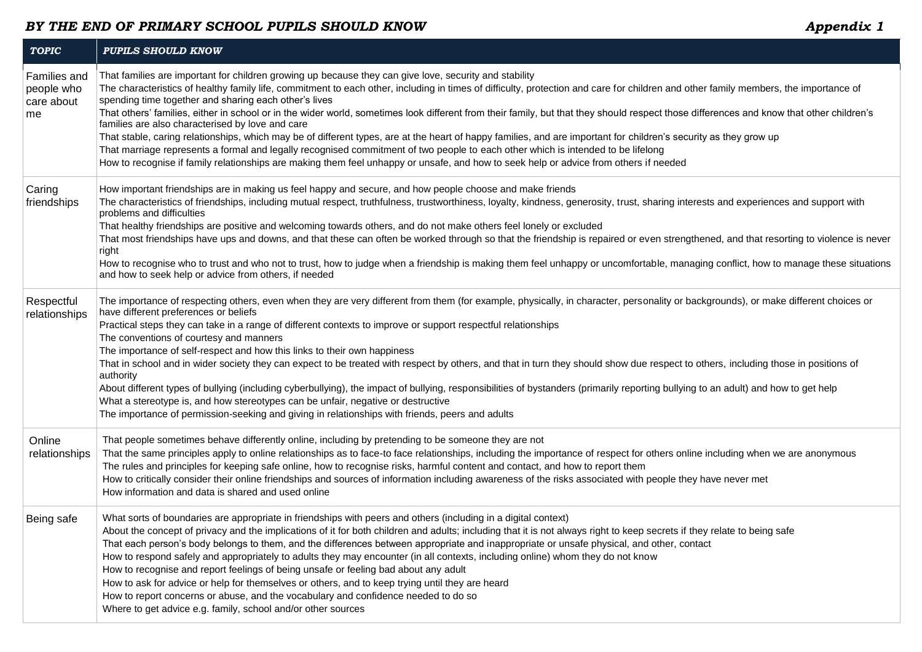## *BY THE END OF PRIMARY SCHOOL PUPILS SHOULD KNOW* — *Appendix 1*

| *TOPIC* | *PUPILS SHOULD KNOW* |
|---|---|
| Families and people who care about me | That families are important for children growing up because they can give love, security and stability<br>The characteristics of healthy family life, commitment to each other, including in times of difficulty, protection and care for children and other family members, the importance of spending time together and sharing each other's lives<br>That others' families, either in school or in the wider world, sometimes look different from their family, but that they should respect those differences and know that other children's families are also characterised by love and care<br>That stable, caring relationships, which may be of different types, are at the heart of happy families, and are important for children's security as they grow up<br>That marriage represents a formal and legally recognised commitment of two people to each other which is intended to be lifelong<br>How to recognise if family relationships are making them feel unhappy or unsafe, and how to seek help or advice from others if needed |
| Caring friendships | How important friendships are in making us feel happy and secure, and how people choose and make friends<br>The characteristics of friendships, including mutual respect, truthfulness, trustworthiness, loyalty, kindness, generosity, trust, sharing interests and experiences and support with problems and difficulties<br>That healthy friendships are positive and welcoming towards others, and do not make others feel lonely or excluded<br>That most friendships have ups and downs, and that these can often be worked through so that the friendship is repaired or even strengthened, and that resorting to violence is never right<br>How to recognise who to trust and who not to trust, how to judge when a friendship is making them feel unhappy or uncomfortable, managing conflict, how to manage these situations and how to seek help or advice from others, if needed |
| Respectful relationships | The importance of respecting others, even when they are very different from them (for example, physically, in character, personality or backgrounds), or make different choices or have different preferences or beliefs<br>Practical steps they can take in a range of different contexts to improve or support respectful relationships<br>The conventions of courtesy and manners<br>The importance of self-respect and how this links to their own happiness<br>That in school and in wider society they can expect to be treated with respect by others, and that in turn they should show due respect to others, including those in positions of authority<br>About different types of bullying (including cyberbullying), the impact of bullying, responsibilities of bystanders (primarily reporting bullying to an adult) and how to get help<br>What a stereotype is, and how stereotypes can be unfair, negative or destructive<br>The importance of permission-seeking and giving in relationships with friends, peers and adults |
| Online relationships | That people sometimes behave differently online, including by pretending to be someone they are not<br>That the same principles apply to online relationships as to face-to face relationships, including the importance of respect for others online including when we are anonymous<br>The rules and principles for keeping safe online, how to recognise risks, harmful content and contact, and how to report them<br>How to critically consider their online friendships and sources of information including awareness of the risks associated with people they have never met<br>How information and data is shared and used online |
| Being safe | What sorts of boundaries are appropriate in friendships with peers and others (including in a digital context)<br>About the concept of privacy and the implications of it for both children and adults; including that it is not always right to keep secrets if they relate to being safe<br>That each person's body belongs to them, and the differences between appropriate and inappropriate or unsafe physical, and other, contact<br>How to respond safely and appropriately to adults they may encounter (in all contexts, including online) whom they do not know<br>How to recognise and report feelings of being unsafe or feeling bad about any adult<br>How to ask for advice or help for themselves or others, and to keep trying until they are heard<br>How to report concerns or abuse, and the vocabulary and confidence needed to do so<br>Where to get advice e.g. family, school and/or other sources |